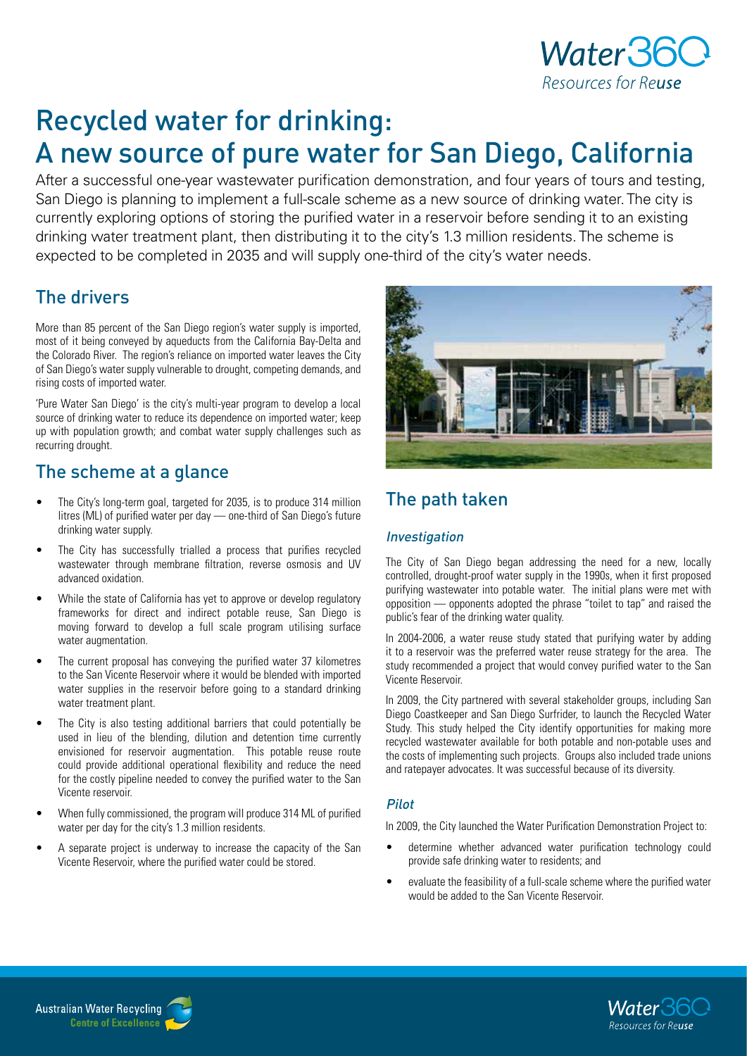# Recycled water for drinking: A new source of pure water for San Diego, California

After a successful one-year wastewater purification demonstration, and four years of tours and testing, San Diego is planning to implement a full-scale scheme as a new source of drinking water. The city is currently exploring options of storing the purified water in a reservoir before sending it to an existing drinking water treatment plant, then distributing it to the city's 1.3 million residents. The scheme is expected to be completed in 2035 and will supply one-third of the city's water needs.

## The drivers

More than 85 percent of the San Diego region's water supply is imported, most of it being conveyed by aqueducts from the California Bay-Delta and the Colorado River. The region's reliance on imported water leaves the City of San Diego's water supply vulnerable to drought, competing demands, and rising costs of imported water.

'Pure Water San Diego' is the city's multi-year program to develop a local source of drinking water to reduce its dependence on imported water; keep up with population growth; and combat water supply challenges such as recurring drought.

## The scheme at a glance

- The City's long-term goal, targeted for 2035, is to produce 314 million litres (ML) of purified water per day — one-third of San Diego's future drinking water supply.
- The City has successfully trialled a process that purifies recycled wastewater through membrane filtration, reverse osmosis and UV advanced oxidation.
- While the state of California has yet to approve or develop regulatory frameworks for direct and indirect potable reuse, San Diego is moving forward to develop a full scale program utilising surface water augmentation.
- The current proposal has conveying the purified water 37 kilometres to the San Vicente Reservoir where it would be blended with imported water supplies in the reservoir before going to a standard drinking water treatment plant.
- The City is also testing additional barriers that could potentially be used in lieu of the blending, dilution and detention time currently envisioned for reservoir augmentation. This potable reuse route could provide additional operational flexibility and reduce the need for the costly pipeline needed to convey the purified water to the San Vicente reservoir.
- When fully commissioned, the program will produce 314 ML of purified water per day for the city's 1.3 million residents.
- A separate project is underway to increase the capacity of the San Vicente Reservoir, where the purified water could be stored.

## The path taken

### *Investigation*

The City of San Diego began addressing the need for a new, locally controlled, drought-proof water supply in the 1990s, when it first proposed purifying wastewater into potable water. The initial plans were met with opposition — opponents adopted the phrase "toilet to tap" and raised the public's fear of the drinking water quality.

In 2004-2006, a water reuse study stated that purifying water by adding it to a reservoir was the preferred water reuse strategy for the area. The study recommended a project that would convey purified water to the San Vicente Reservoir.

In 2009, the City partnered with several stakeholder groups, including San Diego Coastkeeper and San Diego Surfrider, to launch the Recycled Water Study. This study helped the City identify opportunities for making more recycled wastewater available for both potable and non-potable uses and the costs of implementing such projects. Groups also included trade unions and ratepayer advocates. It was successful because of its diversity.

### *Pilot*

In 2009, the City launched the Water Purification Demonstration Project to:

- determine whether advanced water purification technology could provide safe drinking water to residents; and
- evaluate the feasibility of a full-scale scheme where the purified water would be added to the San Vicente Reservoir.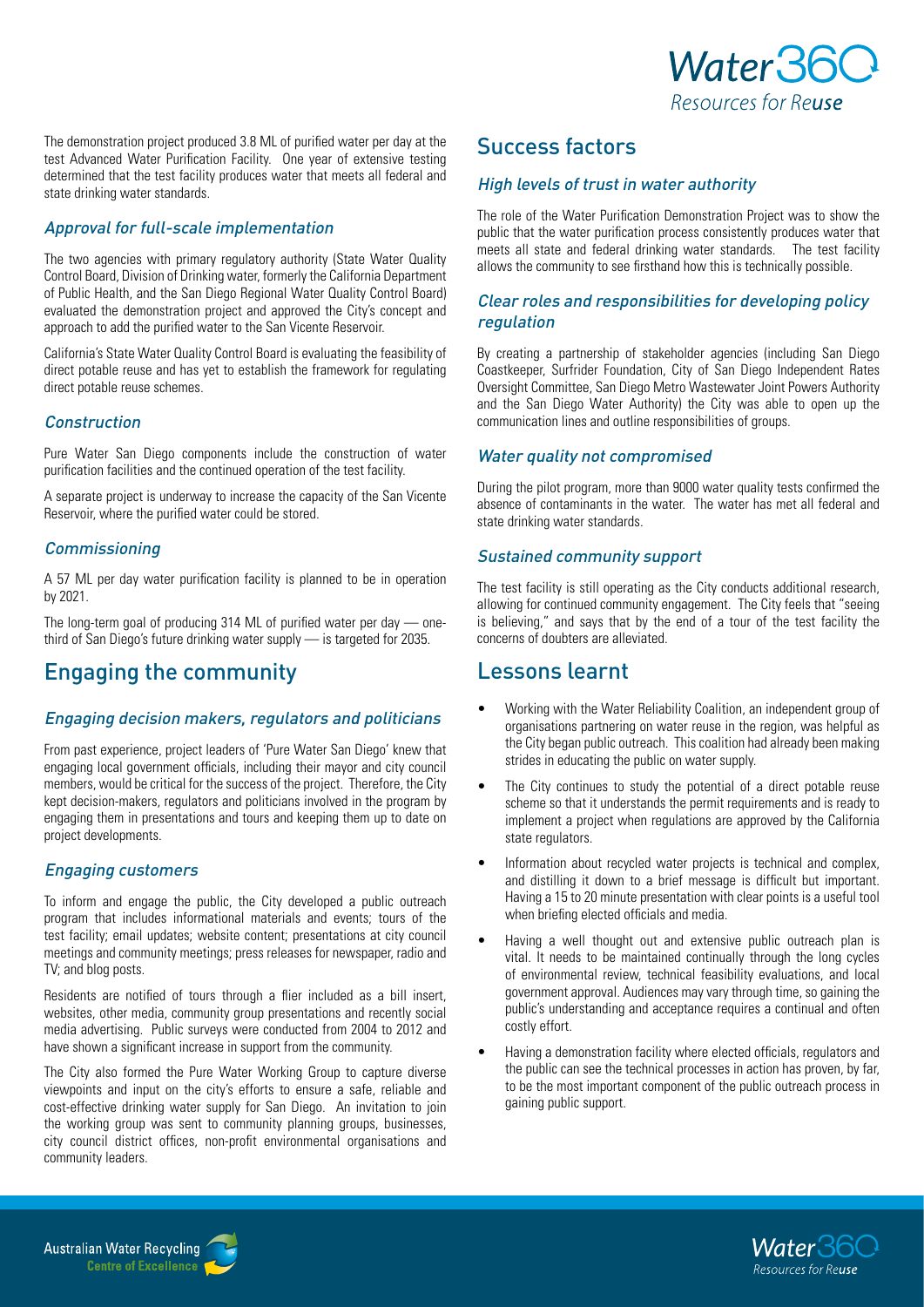The demonstration project produced 3.8 ML of purified water per day at the test Advanced Water Purification Facility. One year of extensive testing determined that the test facility produces water that meets all federal and state drinking water standards.

### *Approval for full-scale implementation*

The two agencies with primary regulatory authority (State Water Quality Control Board, Division of Drinking water, formerly the California Department of Public Health, and the San Diego Regional Water Quality Control Board) evaluated the demonstration project and approved the City's concept and approach to add the purified water to the San Vicente Reservoir.

California's State Water Quality Control Board is evaluating the feasibility of direct potable reuse and has yet to establish the framework for regulating direct potable reuse schemes.

### *Construction*

Pure Water San Diego components include the construction of water purification facilities and the continued operation of the test facility.

A separate project is underway to increase the capacity of the San Vicente Reservoir, where the purified water could be stored.

### *Commissioning*

A 57 ML per day water purification facility is planned to be in operation by 2021.

The long-term goal of producing 314 ML of purified water per day — one-third of San Diego's future drinking water supply — is targeted for 2035.

## Engaging the community

### *Engaging decision makers, regulators and politicians*

From past experience, project leaders of 'Pure Water San Diego' knew that engaging local government officials, including their mayor and city council members, would be critical for the success of the project. Therefore, the City kept decision-makers, regulators and politicians involved in the program by engaging them in presentations and tours and keeping them up to date on project developments.

### *Engaging customers*

To inform and engage the public, the City developed a public outreach program that includes informational materials and events; tours of the test facility; email updates; website content; presentations at city council meetings and community meetings; press releases for newspaper, radio and TV; and blog posts.

Residents are notified of tours through a flier included as a bill insert, websites, other media, community group presentations and recently social media advertising. Public surveys were conducted from 2004 to 2012 and have shown a significant increase in support from the community.

The City also formed the Pure Water Working Group to capture diverse viewpoints and input on the city's efforts to ensure a safe, reliable and cost-effective drinking water supply for San Diego. An invitation to join the working group was sent to community planning groups, businesses, city council district offices, non-profit environmental organisations and community leaders.

## Success factors

### *High levels of trust in water authority*

The role of the Water Purification Demonstration Project was to show the public that the water purification process consistently produces water that meets all state and federal drinking water standards. The test facility allows the community to see firsthand how this is technically possible.

### *Clear roles and responsibilities for developing policy regulation*

By creating a partnership of stakeholder agencies (including San Diego Coastkeeper, Surfrider Foundation, City of San Diego Independent Rates Oversight Committee, San Diego Metro Wastewater Joint Powers Authority and the San Diego Water Authority) the City was able to open up the communication lines and outline responsibilities of groups.

### *Water quality not compromised*

During the pilot program, more than 9000 water quality tests confirmed the absence of contaminants in the water. The water has met all federal and state drinking water standards.

### *Sustained community support*

The test facility is still operating as the City conducts additional research, allowing for continued community engagement. The City feels that "seeing is believing," and says that by the end of a tour of the test facility the concerns of doubters are alleviated.

## Lessons learnt

- Working with the Water Reliability Coalition, an independent group of organisations partnering on water reuse in the region, was helpful as the City began public outreach. This coalition had already been making strides in educating the public on water supply.
- The City continues to study the potential of a direct potable reuse scheme so that it understands the permit requirements and is ready to implement a project when regulations are approved by the California state regulators.
- Information about recycled water projects is technical and complex, and distilling it down to a brief message is difficult but important. Having a 15 to 20 minute presentation with clear points is a useful tool when briefing elected officials and media.
- Having a well thought out and extensive public outreach plan is vital. It needs to be maintained continually through the long cycles of environmental review, technical feasibility evaluations, and local government approval. Audiences may vary through time, so gaining the public's understanding and acceptance requires a continual and often costly effort.
- Having a demonstration facility where elected officials, regulators and the public can see the technical processes in action has proven, by far, to be the most important component of the public outreach process in gaining public support.